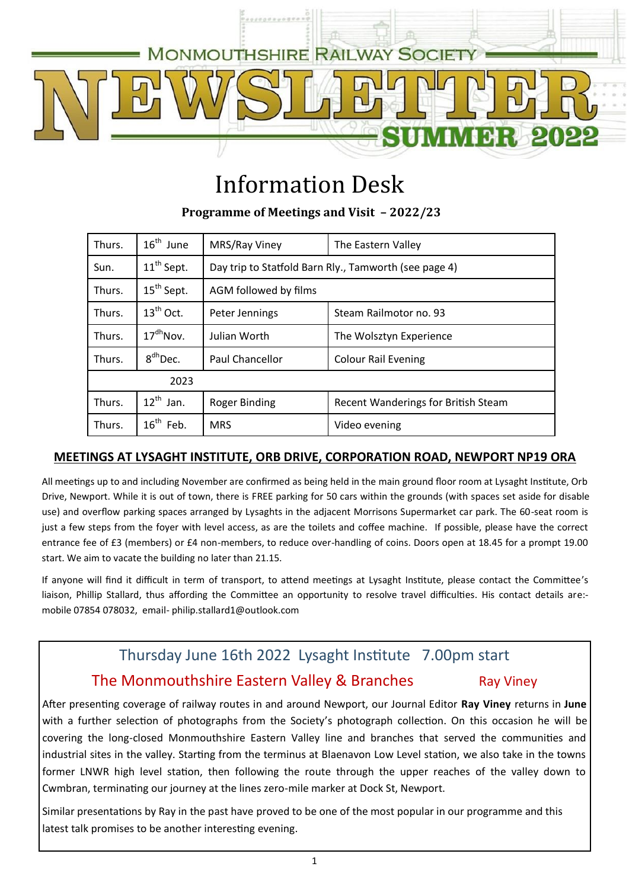# Monmouthshire Railway Society NEWSLETTER SUMMER 2022

# Information Desk

### Programme of Meetings and Visit – 2022/23

| Thurs. | 16th June | MRS/Ray Viney | The Eastern Valley |
|---|---|---|---|
| Sun. | 11th Sept. | Day trip to Statfold Barn Rly., Tamworth (see page 4) | |
| Thurs. | 15th Sept. | AGM followed by films | |
| Thurs. | 13th Oct. | Peter Jennings | Steam Railmotor no. 93 |
| Thurs. | 17dhNov. | Julian Worth | The Wolsztyn Experience |
| Thurs. | 8dhDec. | Paul Chancellor | Colour Rail Evening |
| 2023 | | | |
| Thurs. | 12th Jan. | Roger Binding | Recent Wanderings for British Steam |
| Thurs. | 16th Feb. | MRS | Video evening |

### MEETINGS AT LYSAGHT INSTITUTE, ORB DRIVE, CORPORATION ROAD, NEWPORT NP19 ORA

All meetings up to and including November are confirmed as being held in the main ground floor room at Lysaght Institute, Orb Drive, Newport. While it is out of town, there is FREE parking for 50 cars within the grounds (with spaces set aside for disable use) and overflow parking spaces arranged by Lysaghts in the adjacent Morrisons Supermarket car park. The 60-seat room is just a few steps from the foyer with level access, as are the toilets and coffee machine. If possible, please have the correct entrance fee of £3 (members) or £4 non-members, to reduce over-handling of coins. Doors open at 18.45 for a prompt 19.00 start. We aim to vacate the building no later than 21.15.

If anyone will find it difficult in term of transport, to attend meetings at Lysaght Institute, please contact the Committee's liaison, Phillip Stallard, thus affording the Committee an opportunity to resolve travel difficulties. His contact details are:- mobile 07854 078032, email- philip.stallard1@outlook.com

## Thursday June 16th 2022 Lysaght Institute 7.00pm start

### The Monmouthshire Eastern Valley & Branches — Ray Viney

After presenting coverage of railway routes in and around Newport, our Journal Editor **Ray Viney** returns in **June** with a further selection of photographs from the Society's photograph collection. On this occasion he will be covering the long-closed Monmouthshire Eastern Valley line and branches that served the communities and industrial sites in the valley. Starting from the terminus at Blaenavon Low Level station, we also take in the towns former LNWR high level station, then following the route through the upper reaches of the valley down to Cwmbran, terminating our journey at the lines zero-mile marker at Dock St, Newport.

Similar presentations by Ray in the past have proved to be one of the most popular in our programme and this latest talk promises to be another interesting evening.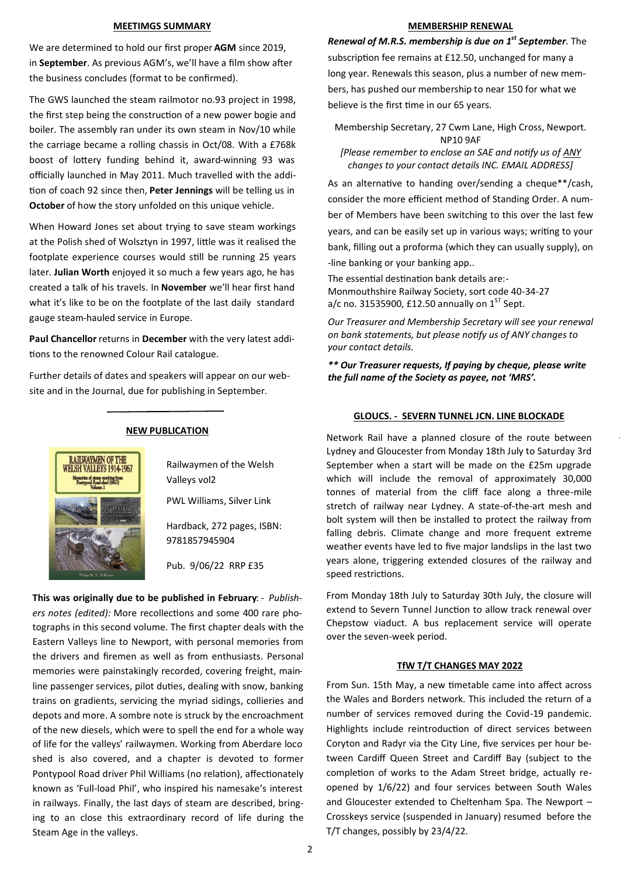## MEETIMGS SUMMARY

We are determined to hold our first proper **AGM** since 2019, in **September**. As previous AGM's, we'll have a film show after the business concludes (format to be confirmed).

The GWS launched the steam railmotor no.93 project in 1998, the first step being the construction of a new power bogie and boiler. The assembly ran under its own steam in Nov/10 while the carriage became a rolling chassis in Oct/08. With a £768k boost of lottery funding behind it, award-winning 93 was officially launched in May 2011. Much travelled with the addition of coach 92 since then, **Peter Jennings** will be telling us in **October** of how the story unfolded on this unique vehicle.

When Howard Jones set about trying to save steam workings at the Polish shed of Wolsztyn in 1997, little was it realised the footplate experience courses would still be running 25 years later. **Julian Worth** enjoyed it so much a few years ago, he has created a talk of his travels. In **November** we'll hear first hand what it's like to be on the footplate of the last daily standard gauge steam-hauled service in Europe.

**Paul Chancellor** returns in **December** with the very latest additions to the renowned Colour Rail catalogue.

Further details of dates and speakers will appear on our website and in the Journal, due for publishing in September.

## NEW PUBLICATION

Railwaymen of the Welsh Valleys vol2

PWL Williams, Silver Link

Hardback, 272 pages, ISBN: 9781857945904

Pub. 9/06/22 RRP £35

**This was originally due to be published in February**: - *Publishers notes (edited):* More recollections and some 400 rare photographs in this second volume. The first chapter deals with the Eastern Valleys line to Newport, with personal memories from the drivers and firemen as well as from enthusiasts. Personal memories were painstakingly recorded, covering freight, mainline passenger services, pilot duties, dealing with snow, banking trains on gradients, servicing the myriad sidings, collieries and depots and more. A sombre note is struck by the encroachment of the new diesels, which were to spell the end for a whole way of life for the valleys' railwaymen. Working from Aberdare loco shed is also covered, and a chapter is devoted to former Pontypool Road driver Phil Williams (no relation), affectionately known as 'Full-load Phil', who inspired his namesake's interest in railways. Finally, the last days of steam are described, bringing to an close this extraordinary record of life during the Steam Age in the valleys.

## MEMBERSHIP RENEWAL

***Renewal of M.R.S. membership is due on 1st September***. The subscription fee remains at £12.50, unchanged for many a long year. Renewals this season, plus a number of new members, has pushed our membership to near 150 for what we believe is the first time in our 65 years.

Membership Secretary, 27 Cwm Lane, High Cross, Newport. NP10 9AF

*[Please remember to enclose an SAE and notify us of ANY changes to your contact details INC. EMAIL ADDRESS]*

As an alternative to handing over/sending a cheque**/cash, consider the more efficient method of Standing Order. A number of Members have been switching to this over the last few years, and can be easily set up in various ways; writing to your bank, filling out a proforma (which they can usually supply), on-line banking or your banking app..

The essential destination bank details are:-
Monmouthshire Railway Society, sort code 40-34-27
a/c no. 31535900, £12.50 annually on 1ST Sept.

*Our Treasurer and Membership Secretary will see your renewal on bank statements, but please notify us of ANY changes to your contact details.*

***\*\* Our Treasurer requests, If paying by cheque, please write the full name of the Society as payee, not 'MRS'.***

## GLOUCS. - SEVERN TUNNEL JCN. LINE BLOCKADE

Network Rail have a planned closure of the route between Lydney and Gloucester from Monday 18th July to Saturday 3rd September when a start will be made on the £25m upgrade which will include the removal of approximately 30,000 tonnes of material from the cliff face along a three-mile stretch of railway near Lydney. A state-of-the-art mesh and bolt system will then be installed to protect the railway from falling debris. Climate change and more frequent extreme weather events have led to five major landslips in the last two years alone, triggering extended closures of the railway and speed restrictions.

From Monday 18th July to Saturday 30th July, the closure will extend to Severn Tunnel Junction to allow track renewal over Chepstow viaduct. A bus replacement service will operate over the seven-week period.

## TfW T/T CHANGES MAY 2022

From Sun. 15th May, a new timetable came into affect across the Wales and Borders network. This included the return of a number of services removed during the Covid-19 pandemic. Highlights include reintroduction of direct services between Coryton and Radyr via the City Line, five services per hour between Cardiff Queen Street and Cardiff Bay (subject to the completion of works to the Adam Street bridge, actually reopened by 1/6/22) and four services between South Wales and Gloucester extended to Cheltenham Spa. The Newport – Crosskeys service (suspended in January) resumed before the T/T changes, possibly by 23/4/22.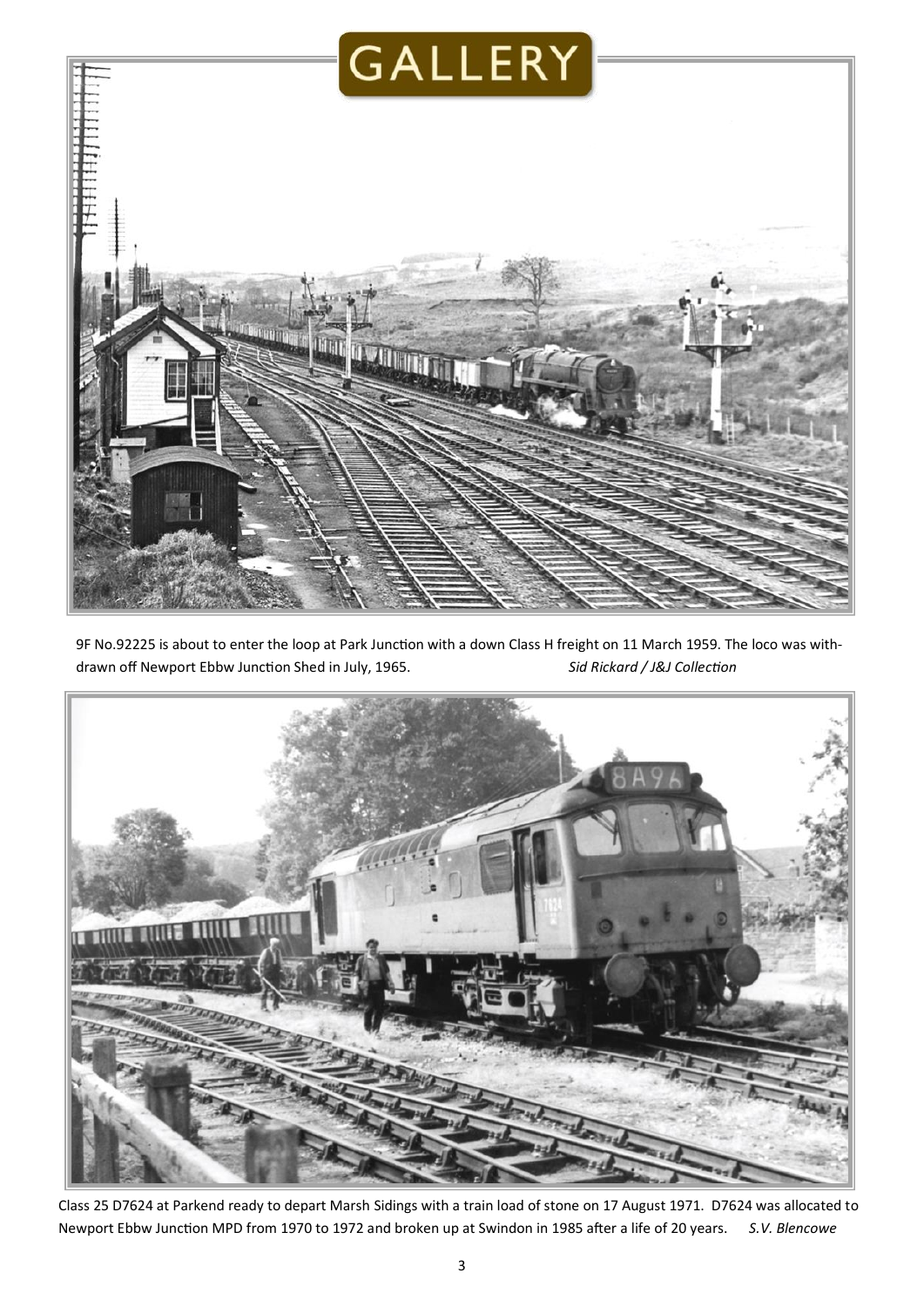# GALLERY

9F No.92225 is about to enter the loop at Park Junction with a down Class H freight on 11 March 1959. The loco was withdrawn off Newport Ebbw Junction Shed in July, 1965. *Sid Rickard / J&J Collection*

Class 25 D7624 at Parkend ready to depart Marsh Sidings with a train load of stone on 17 August 1971. D7624 was allocated to Newport Ebbw Junction MPD from 1970 to 1972 and broken up at Swindon in 1985 after a life of 20 years. *S.V. Blencowe*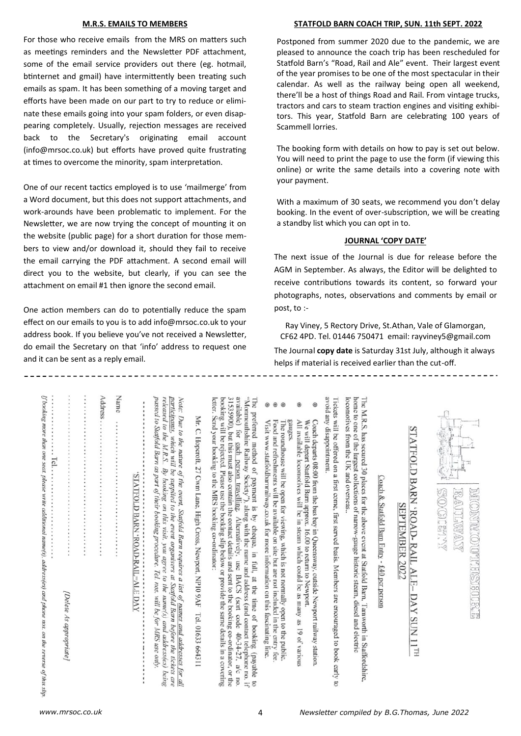## M.R.S. EMAILS TO MEMBERS

For those who receive emails from the MRS on matters such as meetings reminders and the Newsletter PDF attachment, some of the email service providers out there (eg. hotmail, btinternet and gmail) have intermittently been treating such emails as spam. It has been something of a moving target and efforts have been made on our part to try to reduce or eliminate these emails going into your spam folders, or even disappearing completely. Usually, rejection messages are received back to the Secretary's originating email account (info@mrsoc.co.uk) but efforts have proved quite frustrating at times to overcome the minority, spam interpretation.

One of our recent tactics employed is to use 'mailmerge' from a Word document, but this does not support attachments, and work-arounds have been problematic to implement. For the Newsletter, we are now trying the concept of mounting it on the website (public page) for a short duration for those members to view and/or download it, should they fail to receive the email carrying the PDF attachment. A second email will direct you to the website, but clearly, if you can see the attachment on email #1 then ignore the second email.

One action members can do to potentially reduce the spam effect on our emails to you is to add info@mrsoc.co.uk to your address book. If you believe you've not received a Newsletter, do email the Secretary on that 'info' address to request one and it can be sent as a reply email.

## STATFOLD BARN COACH TRIP, SUN. 11th SEPT. 2022

Postponed from summer 2020 due to the pandemic, we are pleased to announce the coach trip has been rescheduled for Statfold Barn's "Road, Rail and Ale" event. Their largest event of the year promises to be one of the most spectacular in their calendar. As well as the railway being open all weekend, there'll be a host of things Road and Rail. From vintage trucks, tractors and cars to steam traction engines and visiting exhibitors. This year, Statfold Barn are celebrating 100 years of Scammell lorries.

The booking form with details on how to pay is set out below. You will need to print the page to use the form (if viewing this online) or write the same details into a covering note with your payment.

With a maximum of 30 seats, we recommend you don't delay booking. In the event of over-subscription, we will be creating a standby list which you can opt in to.

## JOURNAL 'COPY DATE'

The next issue of the Journal is due for release before the AGM in September. As always, the Editor will be delighted to receive contributions towards its content, so forward your photographs, notes, observations and comments by email or post, to :-

Ray Viney, 5 Rectory Drive, St.Athan, Vale of Glamorgan, CF62 4PD. Tel. 01446 750471 email: rayviney5@gmail.com

The Journal **copy date** is Saturday 31st July, although it always helps if material is received earlier than the cut-off.

---

MONMOUTHSHIRE RAILWAY SOCIETY

## STATFOLD BARN 'ROAD- RAIL ALE- DAY SUN 11TH SEPTEMBER 2022

Coach & Statfold Barn Entry - £40 per person

The M.R.S. has secured 30 places for the above event at Statfold Barn, Tamworth in Staffordshire, home to one of the largest collections of narrow-gauge historic steam, diesel and electric locomotives from the UK and overseas..

Tickets will be offered on a first come, first served basis. Members are encouraged to book early to avoid any disappointment.

- Coach departs 08:00 from the bus bay in Queensway, outside Newport railway station. We will depart Statfold Barn approx. 16:00 to return to Newport.
- All available locomotives will be in steam which could be as many as 19 of various gauges.
- The roundhouse will be open for viewing, which is not normally open to the public.
- Food and refreshments will be available on site but are not included in the entry fee.
- Visit www.statfoldbarnrailway.co.uk for more information on this fascinating line.

The preferred method of payment is by cheque, in full, at the time of booking (payable to "Monmouthshire Railway Society"), along with the name and address (and contact telephone no. if available) for each person travelling. Alternatively, use BACS (sort code 40-34-27, a/c no. 31535900), but this must also contain the contact details and sent to the booking co-ordinator, or the booking will be rejected. Please use the booking slip below or provide the same details in a covering letter. Send your booking to the MRS booking co-ordinator:

Mr. C. Hopcroft, 27 Cwm Lane, High Cross, Newport, NP10 9AF Tel. 01633 664311

'STATFOLD BARN -ROAD-RAIL-ALE DAY

*Note: Due to the nature of the event, Statfold Barn requires a list of names and addresses for all participants which will be supplied to the event organisers at Statfold Barn before the tickets are released to the M.R.S. By booking on this visit, you agree to the name(s) and address(es) being passed to Statfold Barn as part of their booking procedure. Tel. nos. will be for MRS use only.*

Name ................................

Address ................................

................................

................................

................ Tel. ................ *[Delete As appropriate]*

*If booking more than one seat, please write additional name(s), address(es) and phone nos. on the reverse of this slip.*